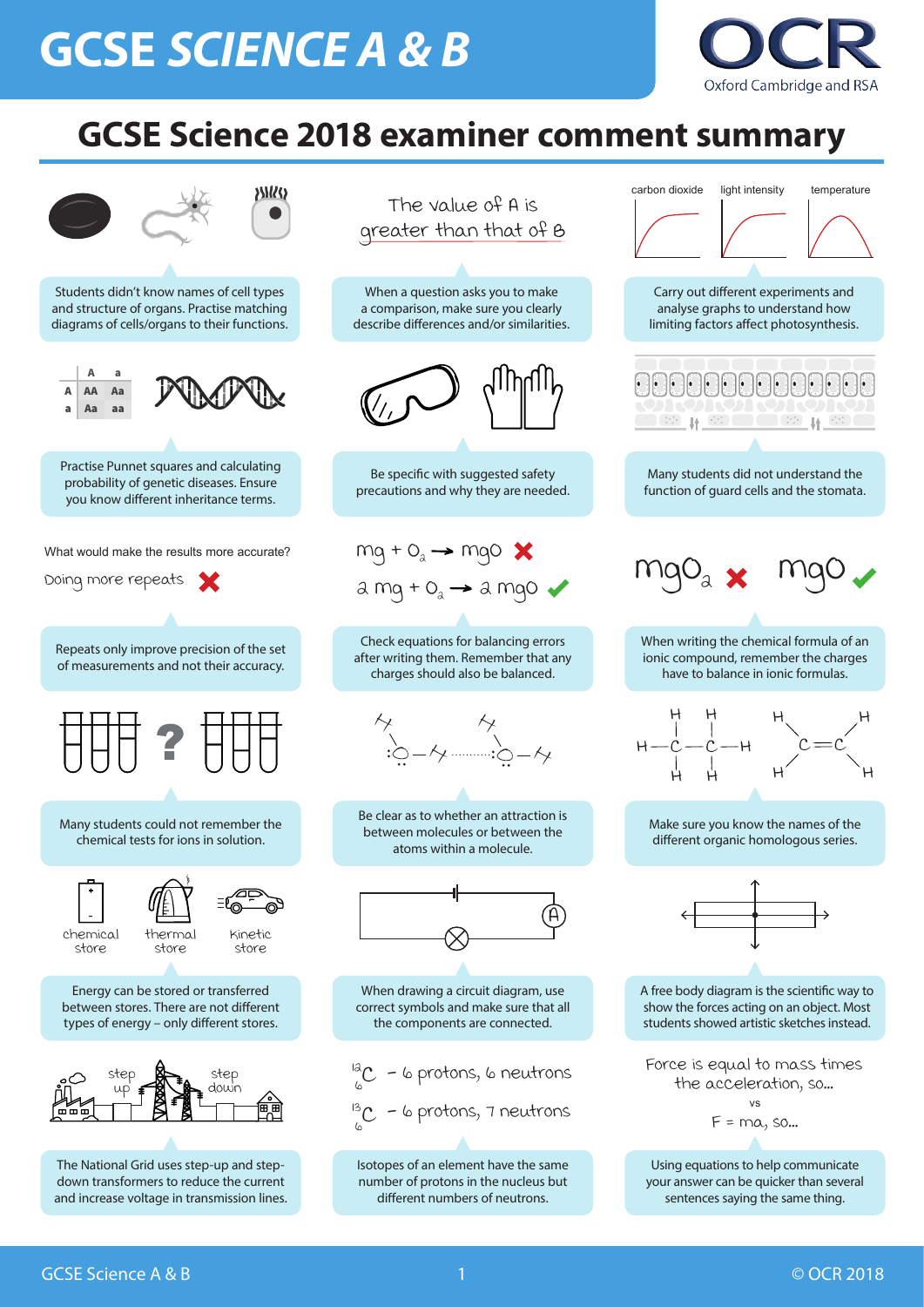# GCSE SCIENCE A & B

OCR
Oxford Cambridge and RSA

## GCSE Science 2018 examiner comment summary

Students didn't know names of cell types and structure of organs. Practise matching diagrams of cells/organs to their functions.

The value of A is greater than that of B

When a question asks you to make a comparison, make sure you clearly describe differences and/or similarities.

carbon dioxide | light intensity | temperature

Carry out different experiments and analyse graphs to understand how limiting factors affect photosynthesis.

|   | A | a |
|---|---|---|
| A | AA | Aa |
| a | Aa | aa |

Practise Punnet squares and calculating probability of genetic diseases. Ensure you know different inheritance terms.

Be specific with suggested safety precautions and why they are needed.

Many students did not understand the function of guard cells and the stomata.

What would make the results more accurate?

Doing more repeats ✗

Repeats only improve precision of the set of measurements and not their accuracy.

$Mg + O_2 \rightarrow MgO$ ✗

$2Mg + O_2 \rightarrow 2MgO$ ✓

Check equations for balancing errors after writing them. Remember that any charges should also be balanced.

$MgO_2$ ✗ $MgO$ ✓

When writing the chemical formula of an ionic compound, remember the charges have to balance in ionic formulas.

Many students could not remember the chemical tests for ions in solution.

Be clear as to whether an attraction is between molecules or between the atoms within a molecule.

Make sure you know the names of the different organic homologous series.

chemical store | thermal store | kinetic store

Energy can be stored or transferred between stores. There are not different types of energy – only different stores.

When drawing a circuit diagram, use correct symbols and make sure that all the components are connected.

A free body diagram is the scientific way to show the forces acting on an object. Most students showed artistic sketches instead.

step up | step down

The National Grid uses step-up and step-down transformers to reduce the current and increase voltage in transmission lines.

$^{12}_{6}C$ – 6 protons, 6 neutrons

$^{13}_{6}C$ – 6 protons, 7 neutrons

Isotopes of an element have the same number of protons in the nucleus but different numbers of neutrons.

Force is equal to mass times the acceleration, so...

vs

$F = ma$, so...

Using equations to help communicate your answer can be quicker than several sentences saying the same thing.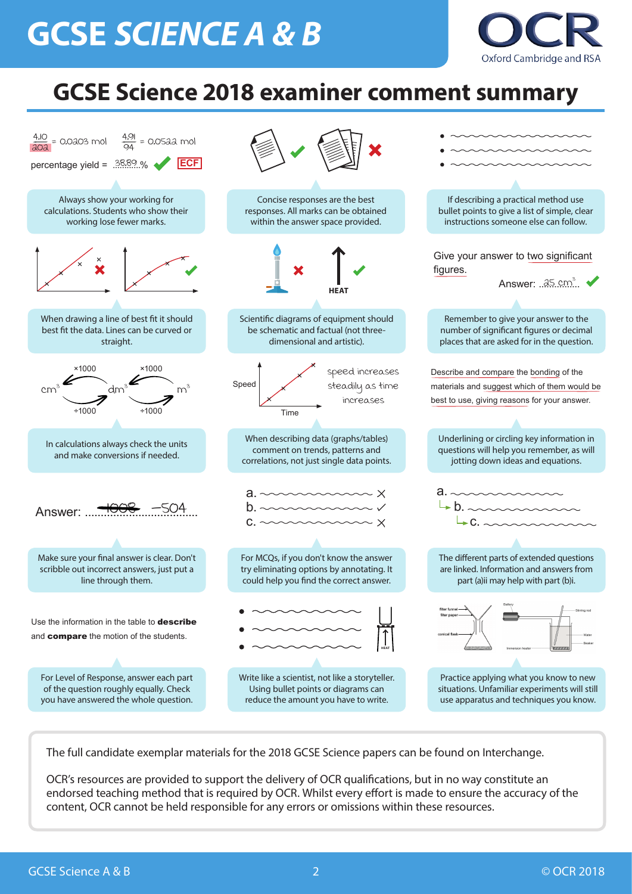# GCSE SCIENCE A & B

## GCSE Science 2018 examiner comment summary

$\frac{4.10}{202}$ = 0.0203 mol   $\frac{4.91}{94}$ = 0.0522 mol

percentage yield = 38.89 % ✔ ECF

Always show your working for calculations. Students who show their working lose fewer marks.

Concise responses are the best responses. All marks can be obtained within the answer space provided.

If describing a practical method use bullet points to give a list of simple, clear instructions someone else can follow.

When drawing a line of best fit it should best fit the data. Lines can be curved or straight.

HEAT

Scientific diagrams of equipment should be schematic and factual (not three-dimensional and artistic).

Give your answer to two significant figures.

Answer: 25 cm³ ✔

Remember to give your answer to the number of significant figures or decimal places that are asked for in the question.

×1000 ×1000

cm³ dm³ m³

÷1000 ÷1000

In calculations always check the units and make conversions if needed.

Speed

Time

speed increases steadily as time increases

When describing data (graphs/tables) comment on trends, patterns and correlations, not just single data points.

Describe and compare the bonding of the materials and suggest which of them would be best to use, giving reasons for your answer.

Underlining or circling key information in questions will help you remember, as will jotting down ideas and equations.

Answer: ~~1008~~ −504

Make sure your final answer is clear. Don't scribble out incorrect answers, just put a line through them.

a. ✗
b. ✓
c. ✗

For MCQs, if you don't know the answer try eliminating options by annotating. It could help you find the correct answer.

a.
b.
c.

The different parts of extended questions are linked. Information and answers from part (a)ii may help with part (b)i.

Use the information in the table to **describe** and **compare** the motion of the students.

For Level of Response, answer each part of the question roughly equally. Check you have answered the whole question.

HEAT

Write like a scientist, not like a storyteller. Using bullet points or diagrams can reduce the amount you have to write.

filter funnel, filter paper, conical flask, Battery, Stirring rod, Water, Beaker, Immersion heater

Practice applying what you know to new situations. Unfamiliar experiments will still use apparatus and techniques you know.

The full candidate exemplar materials for the 2018 GCSE Science papers can be found on Interchange.

OCR's resources are provided to support the delivery of OCR qualifications, but in no way constitute an endorsed teaching method that is required by OCR. Whilst every effort is made to ensure the accuracy of the content, OCR cannot be held responsible for any errors or omissions within these resources.